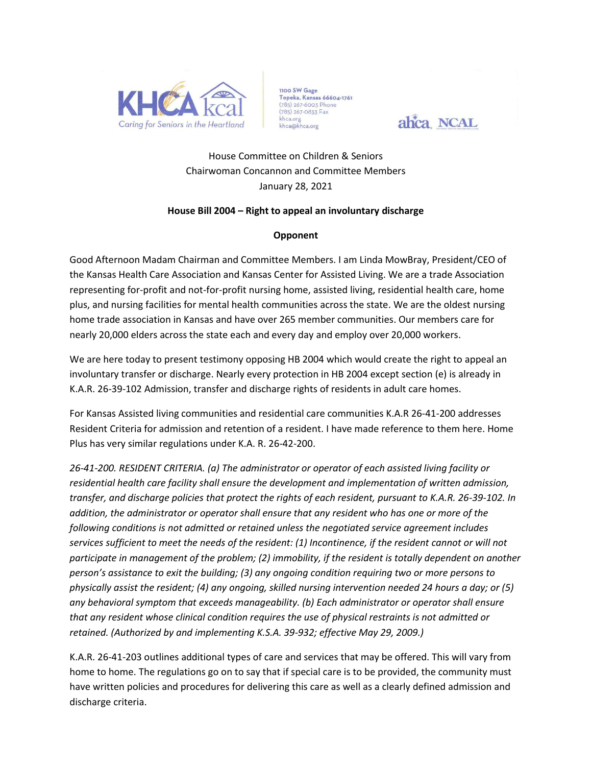KHCA kcal
Caring for Seniors in the Heartland

1100 SW Gage
Topeka, Kansas 66604-1761
(785) 267-6003 Phone
(785) 267-0833 Fax
khca.org
khca@khca.org

ahca NCAL

House Committee on Children & Seniors
Chairwoman Concannon and Committee Members
January 28, 2021

**House Bill 2004 – Right to appeal an involuntary discharge**

**Opponent**

Good Afternoon Madam Chairman and Committee Members. I am Linda MowBray, President/CEO of the Kansas Health Care Association and Kansas Center for Assisted Living. We are a trade Association representing for-profit and not-for-profit nursing home, assisted living, residential health care, home plus, and nursing facilities for mental health communities across the state. We are the oldest nursing home trade association in Kansas and have over 265 member communities. Our members care for nearly 20,000 elders across the state each and every day and employ over 20,000 workers.

We are here today to present testimony opposing HB 2004 which would create the right to appeal an involuntary transfer or discharge. Nearly every protection in HB 2004 except section (e) is already in K.A.R. 26-39-102 Admission, transfer and discharge rights of residents in adult care homes.

For Kansas Assisted living communities and residential care communities K.A.R 26-41-200 addresses Resident Criteria for admission and retention of a resident. I have made reference to them here. Home Plus has very similar regulations under K.A. R. 26-42-200.

*26-41-200. RESIDENT CRITERIA. (a) The administrator or operator of each assisted living facility or residential health care facility shall ensure the development and implementation of written admission, transfer, and discharge policies that protect the rights of each resident, pursuant to K.A.R. 26-39-102. In addition, the administrator or operator shall ensure that any resident who has one or more of the following conditions is not admitted or retained unless the negotiated service agreement includes services sufficient to meet the needs of the resident: (1) Incontinence, if the resident cannot or will not participate in management of the problem; (2) immobility, if the resident is totally dependent on another person's assistance to exit the building; (3) any ongoing condition requiring two or more persons to physically assist the resident; (4) any ongoing, skilled nursing intervention needed 24 hours a day; or (5) any behavioral symptom that exceeds manageability. (b) Each administrator or operator shall ensure that any resident whose clinical condition requires the use of physical restraints is not admitted or retained. (Authorized by and implementing K.S.A. 39-932; effective May 29, 2009.)*

K.A.R. 26-41-203 outlines additional types of care and services that may be offered. This will vary from home to home. The regulations go on to say that if special care is to be provided, the community must have written policies and procedures for delivering this care as well as a clearly defined admission and discharge criteria.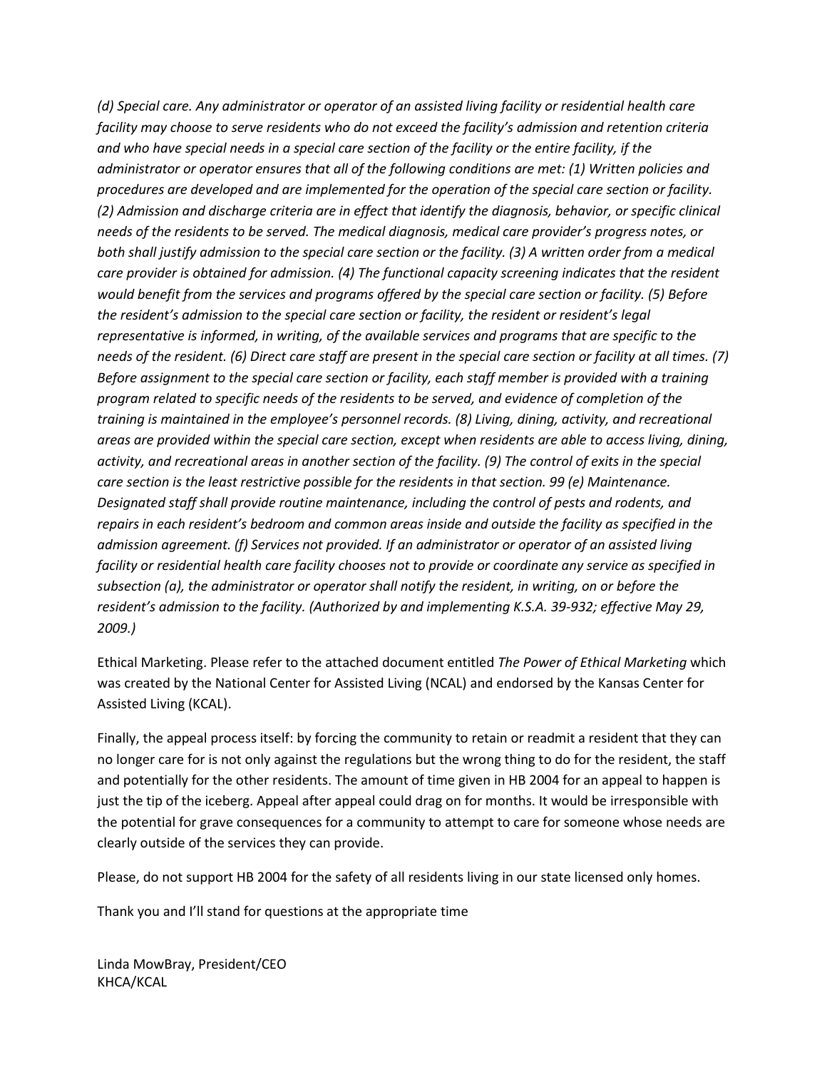*(d) Special care. Any administrator or operator of an assisted living facility or residential health care facility may choose to serve residents who do not exceed the facility's admission and retention criteria and who have special needs in a special care section of the facility or the entire facility, if the administrator or operator ensures that all of the following conditions are met: (1) Written policies and procedures are developed and are implemented for the operation of the special care section or facility. (2) Admission and discharge criteria are in effect that identify the diagnosis, behavior, or specific clinical needs of the residents to be served. The medical diagnosis, medical care provider's progress notes, or both shall justify admission to the special care section or the facility. (3) A written order from a medical care provider is obtained for admission. (4) The functional capacity screening indicates that the resident would benefit from the services and programs offered by the special care section or facility. (5) Before the resident's admission to the special care section or facility, the resident or resident's legal representative is informed, in writing, of the available services and programs that are specific to the needs of the resident. (6) Direct care staff are present in the special care section or facility at all times. (7) Before assignment to the special care section or facility, each staff member is provided with a training program related to specific needs of the residents to be served, and evidence of completion of the training is maintained in the employee's personnel records. (8) Living, dining, activity, and recreational areas are provided within the special care section, except when residents are able to access living, dining, activity, and recreational areas in another section of the facility. (9) The control of exits in the special care section is the least restrictive possible for the residents in that section. 99 (e) Maintenance. Designated staff shall provide routine maintenance, including the control of pests and rodents, and repairs in each resident's bedroom and common areas inside and outside the facility as specified in the admission agreement. (f) Services not provided. If an administrator or operator of an assisted living facility or residential health care facility chooses not to provide or coordinate any service as specified in subsection (a), the administrator or operator shall notify the resident, in writing, on or before the resident's admission to the facility. (Authorized by and implementing K.S.A. 39-932; effective May 29, 2009.)*

Ethical Marketing. Please refer to the attached document entitled *The Power of Ethical Marketing* which was created by the National Center for Assisted Living (NCAL) and endorsed by the Kansas Center for Assisted Living (KCAL).

Finally, the appeal process itself: by forcing the community to retain or readmit a resident that they can no longer care for is not only against the regulations but the wrong thing to do for the resident, the staff and potentially for the other residents. The amount of time given in HB 2004 for an appeal to happen is just the tip of the iceberg. Appeal after appeal could drag on for months. It would be irresponsible with the potential for grave consequences for a community to attempt to care for someone whose needs are clearly outside of the services they can provide.

Please, do not support HB 2004 for the safety of all residents living in our state licensed only homes.

Thank you and I'll stand for questions at the appropriate time

Linda MowBray, President/CEO
KHCA/KCAL